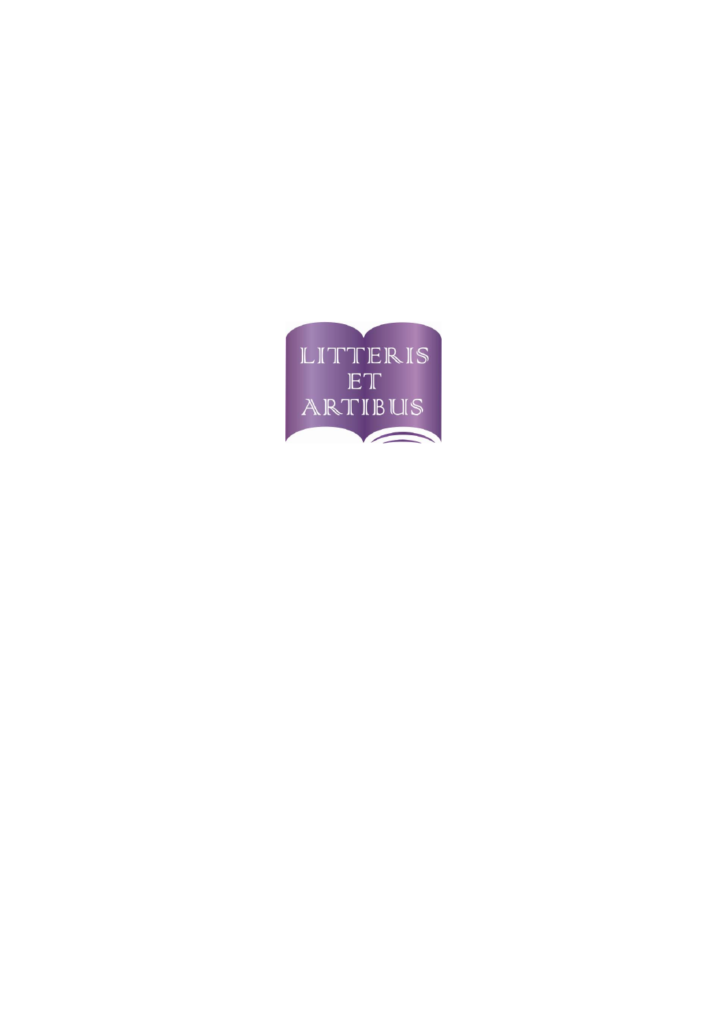LITTERIS
ET
ARTIBUS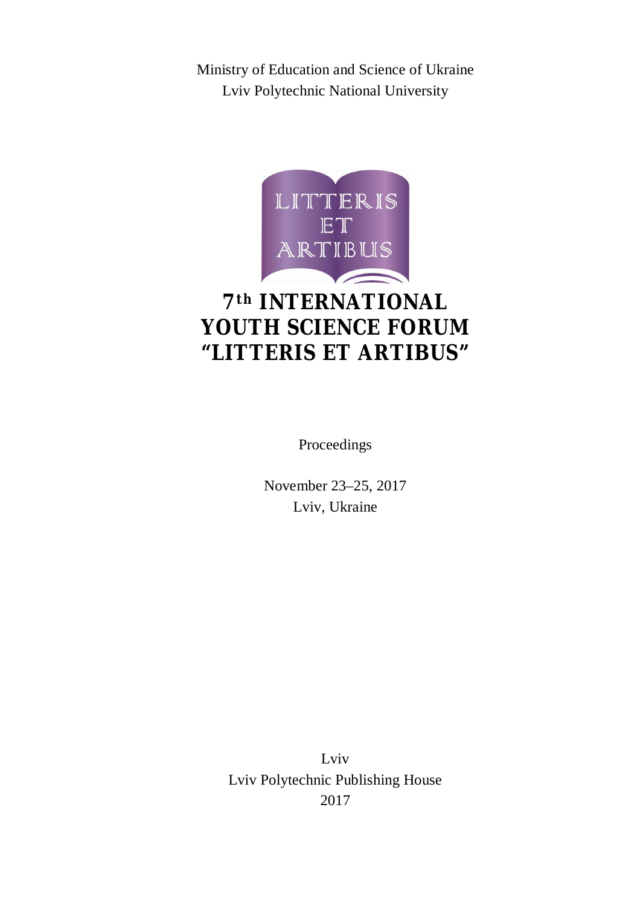Ministry of Education and Science of Ukraine

Lviv Polytechnic National University

LITTERIS
ET
ARTIBUS

# 7th INTERNATIONAL YOUTH SCIENCE FORUM "LITTERIS ET ARTIBUS"

Proceedings

November 23–25, 2017

Lviv, Ukraine

Lviv

Lviv Polytechnic Publishing House

2017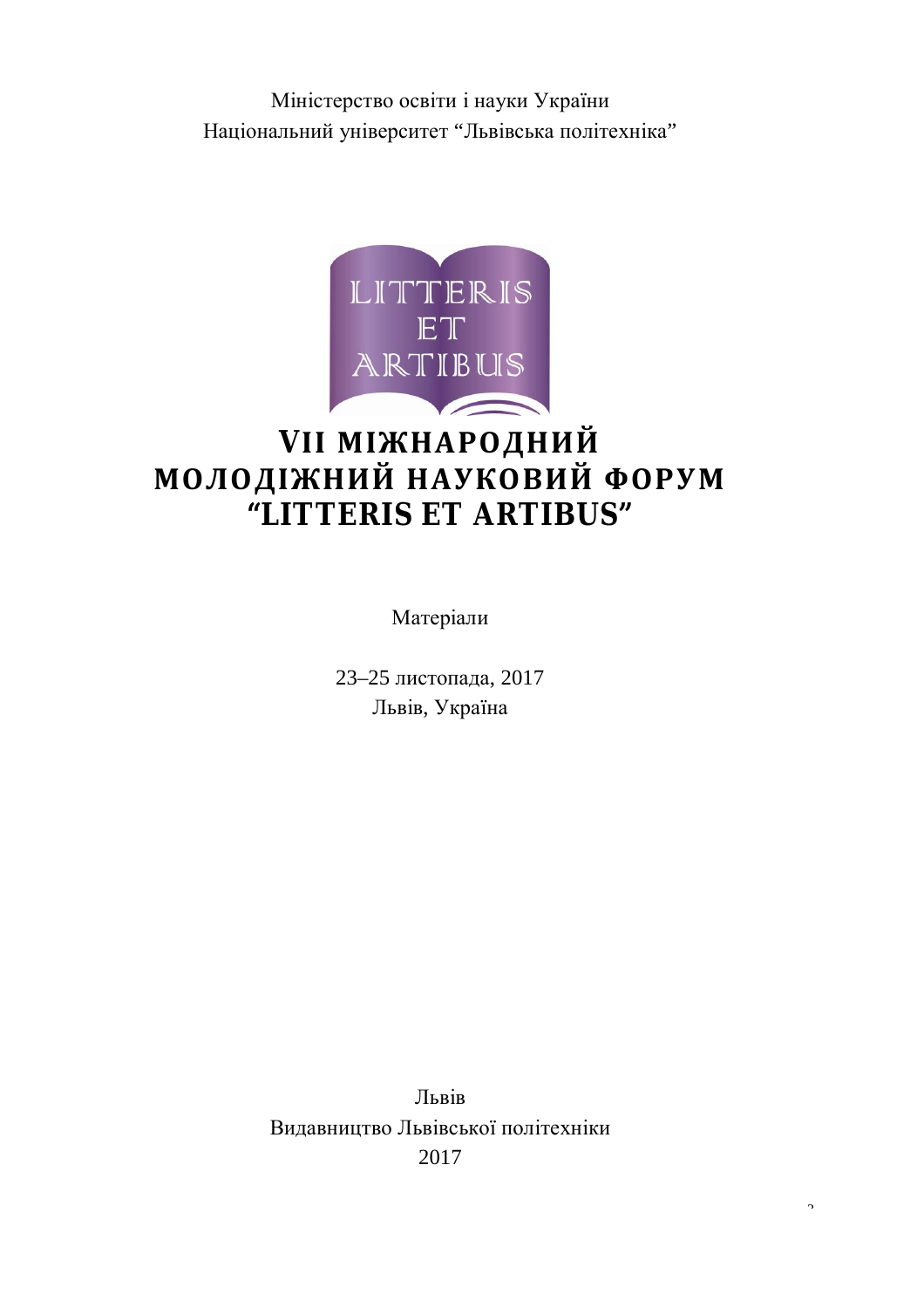Міністерство освіти і науки України

Національний університет "Львівська політехніка"

# VII МІЖНАРОДНИЙ МОЛОДІЖНИЙ НАУКОВИЙ ФОРУМ "LITTERIS ET ARTIBUS"

Матеріали

23–25 листопада, 2017

Львів, Україна

Львів

Видавництво Львівської політехніки

2017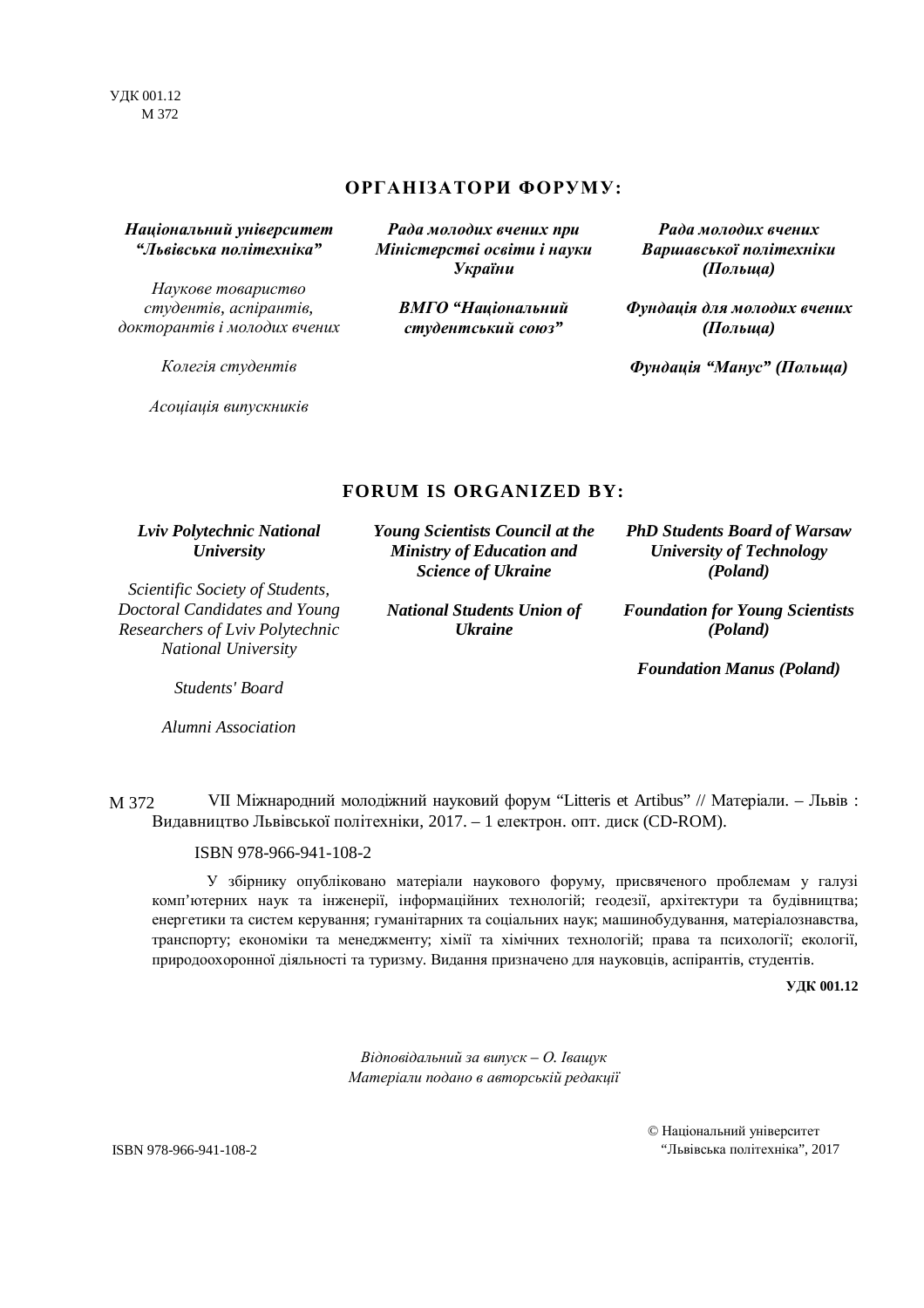УДК 001.12
М 372

## ОРГАНІЗАТОРИ ФОРУМУ:

***Національний університет “Львівська політехніка”***

*Наукове товариство студентів, аспірантів, докторантів і молодих вчених*

*Колегія студентів*

*Асоціація випускників*

***Рада молодих вчених при Міністерстві освіти і науки України***

***ВМГО “Національний студентський союз”***

***Рада молодих вчених Варшавської політехніки (Польща)***

***Фундація для молодих вчених (Польща)***

***Фундація “Манус” (Польща)***

## FORUM IS ORGANIZED BY:

***Lviv Polytechnic National University***

*Scientific Society of Students, Doctoral Candidates and Young Researchers of Lviv Polytechnic National University*

*Students' Board*

*Alumni Association*

***Young Scientists Council at the Ministry of Education and Science of Ukraine***

***National Students Union of Ukraine***

***PhD Students Board of Warsaw University of Technology (Poland)***

***Foundation for Young Scientists (Poland)***

***Foundation Manus (Poland)***

М 372 VII Міжнародний молодіжний науковий форум “Litteris et Artibus” // Матеріали. – Львів : Видавництво Львівської політехніки, 2017. – 1 електрон. опт. диск (CD-ROM).

ISBN 978-966-941-108-2

У збірнику опубліковано матеріали наукового форуму, присвяченого проблемам у галузі комп’ютерних наук та інженерії, інформаційних технологій; геодезії, архітектури та будівництва; енергетики та систем керування; гуманітарних та соціальних наук; машинобудування, матеріалознавства, транспорту; економіки та менеджменту; хімії та хімічних технологій; права та психології; екології, природоохоронної діяльності та туризму. Видання призначено для науковців, аспірантів, студентів.

**УДК 001.12**

*Відповідальний за випуск – О. Іващук*
*Матеріали подано в авторській редакції*

ISBN 978-966-941-108-2

© Національний університет “Львівська політехніка”, 2017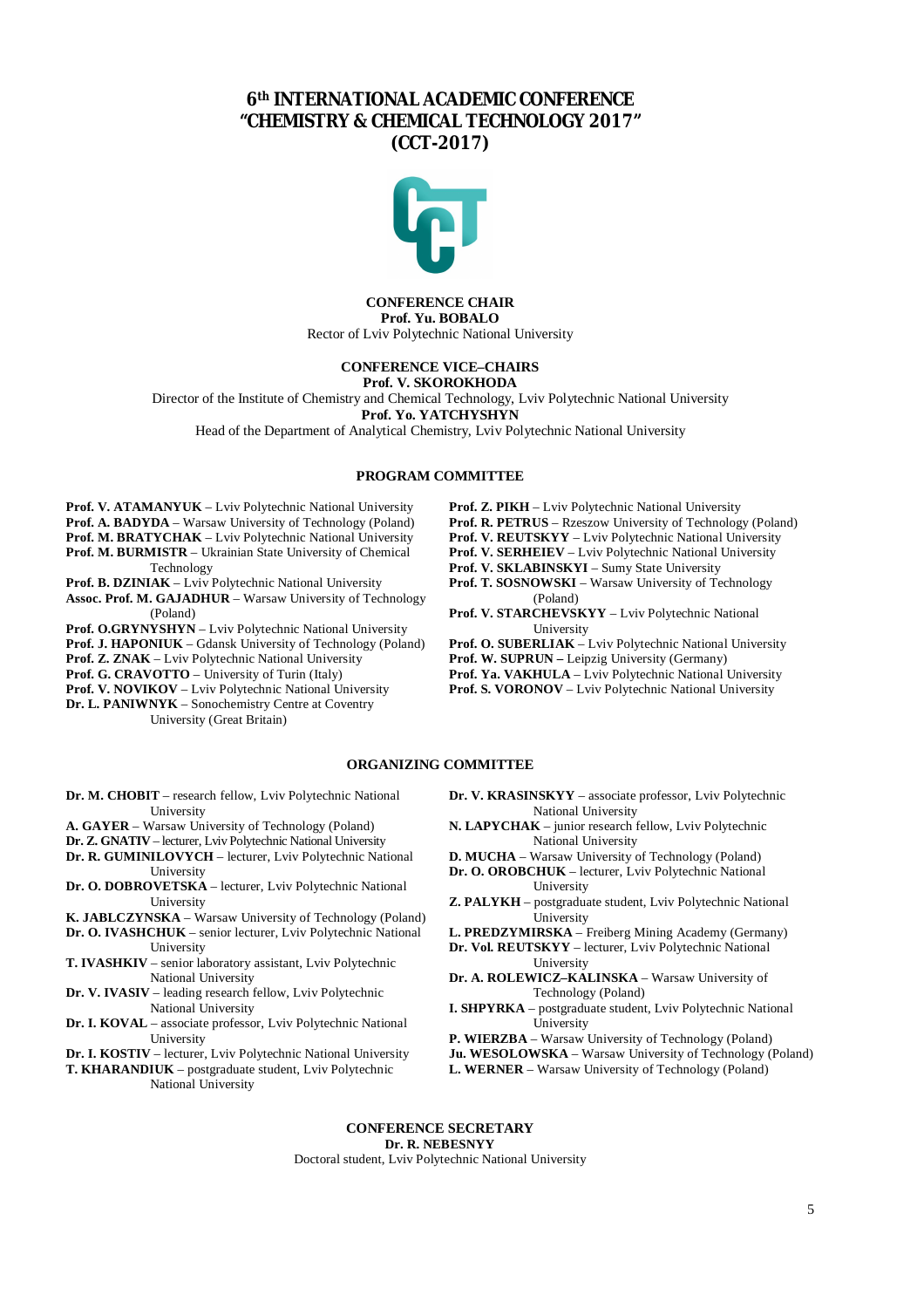# 6th INTERNATIONAL ACADEMIC CONFERENCE "CHEMISTRY & CHEMICAL TECHNOLOGY 2017" (CCT-2017)

**CONFERENCE CHAIR**
**Prof. Yu. BOBALO**
Rector of Lviv Polytechnic National University

**CONFERENCE VICE–CHAIRS**
**Prof. V. SKOROKHODA**
Director of the Institute of Chemistry and Chemical Technology, Lviv Polytechnic National University
**Prof. Yo. YATCHYSHYN**
Head of the Department of Analytical Chemistry, Lviv Polytechnic National University

## PROGRAM COMMITTEE

**Prof. V. ATAMANYUK** – Lviv Polytechnic National University
**Prof. A. BADYDA** – Warsaw University of Technology (Poland)
**Prof. M. BRATYCHAK** – Lviv Polytechnic National University
**Prof. M. BURMISTR** – Ukrainian State University of Chemical Technology
**Prof. B. DZINIAK** – Lviv Polytechnic National University
**Assoc. Prof. M. GAJADHUR** – Warsaw University of Technology (Poland)
**Prof. O.GRYNYSHYN** – Lviv Polytechnic National University
**Prof. J. HAPONIUK** – Gdansk University of Technology (Poland)
**Prof. Z. ZNAK** – Lviv Polytechnic National University
**Prof. G. CRAVOTTO** – University of Turin (Italy)
**Prof. V. NOVIKOV** – Lviv Polytechnic National University
**Dr. L. PANIWNYK** – Sonochemistry Centre at Coventry University (Great Britain)
**Prof. Z. PIKH** – Lviv Polytechnic National University
**Prof. R. PETRUS** – Rzeszow University of Technology (Poland)
**Prof. V. REUTSKYY** – Lviv Polytechnic National University
**Prof. V. SERHEIEV** – Lviv Polytechnic National University
**Prof. V. SKLABINSKYI** – Sumy State University
**Prof. T. SOSNOWSKI** – Warsaw University of Technology (Poland)
**Prof. V. STARCHEVSKYY** – Lviv Polytechnic National University
**Prof. O. SUBERLIAK** – Lviv Polytechnic National University
**Prof. W. SUPRUN –** Leipzig University (Germany)
**Prof. Ya. VAKHULA** – Lviv Polytechnic National University
**Prof. S. VORONOV** – Lviv Polytechnic National University

## ORGANIZING COMMITTEE

**Dr. M. CHOBIT** – research fellow, Lviv Polytechnic National University
**A. GAYER** – Warsaw University of Technology (Poland)
**Dr. Z. GNATIV** – lecturer, Lviv Polytechnic National University
**Dr. R. GUMINILOVYCH** – lecturer, Lviv Polytechnic National University
**Dr. O. DOBROVETSKA** – lecturer, Lviv Polytechnic National University
**K. JABLCZYNSKA** – Warsaw University of Technology (Poland)
**Dr. O. IVASHCHUK** – senior lecturer, Lviv Polytechnic National University
**T. IVASHKIV** – senior laboratory assistant, Lviv Polytechnic National University
**Dr. V. IVASIV** – leading research fellow, Lviv Polytechnic National University
**Dr. I. KOVAL** – associate professor, Lviv Polytechnic National University
**Dr. I. KOSTIV** – lecturer, Lviv Polytechnic National University
**T. KHARANDIUK** – postgraduate student, Lviv Polytechnic National University
**Dr. V. KRASINSKYY** – associate professor, Lviv Polytechnic National University
**N. LAPYCHAK** – junior research fellow, Lviv Polytechnic National University
**D. MUCHA** – Warsaw University of Technology (Poland)
**Dr. O. OROBCHUK** – lecturer, Lviv Polytechnic National University
**Z. PALYKH** – postgraduate student, Lviv Polytechnic National University
**L. PREDZYMIRSKA** – Freiberg Mining Academy (Germany)
**Dr. Vol. REUTSKYY** – lecturer, Lviv Polytechnic National University
**Dr. A. ROLEWICZ–KALINSKA** – Warsaw University of Technology (Poland)
**I. SHPYRKA** – postgraduate student, Lviv Polytechnic National University
**P. WIERZBA** – Warsaw University of Technology (Poland)
**Ju. WESOLOWSKA** – Warsaw University of Technology (Poland)
**L. WERNER** – Warsaw University of Technology (Poland)

**CONFERENCE SECRETARY**
**Dr. R. NEBESNYY**
Doctoral student, Lviv Polytechnic National University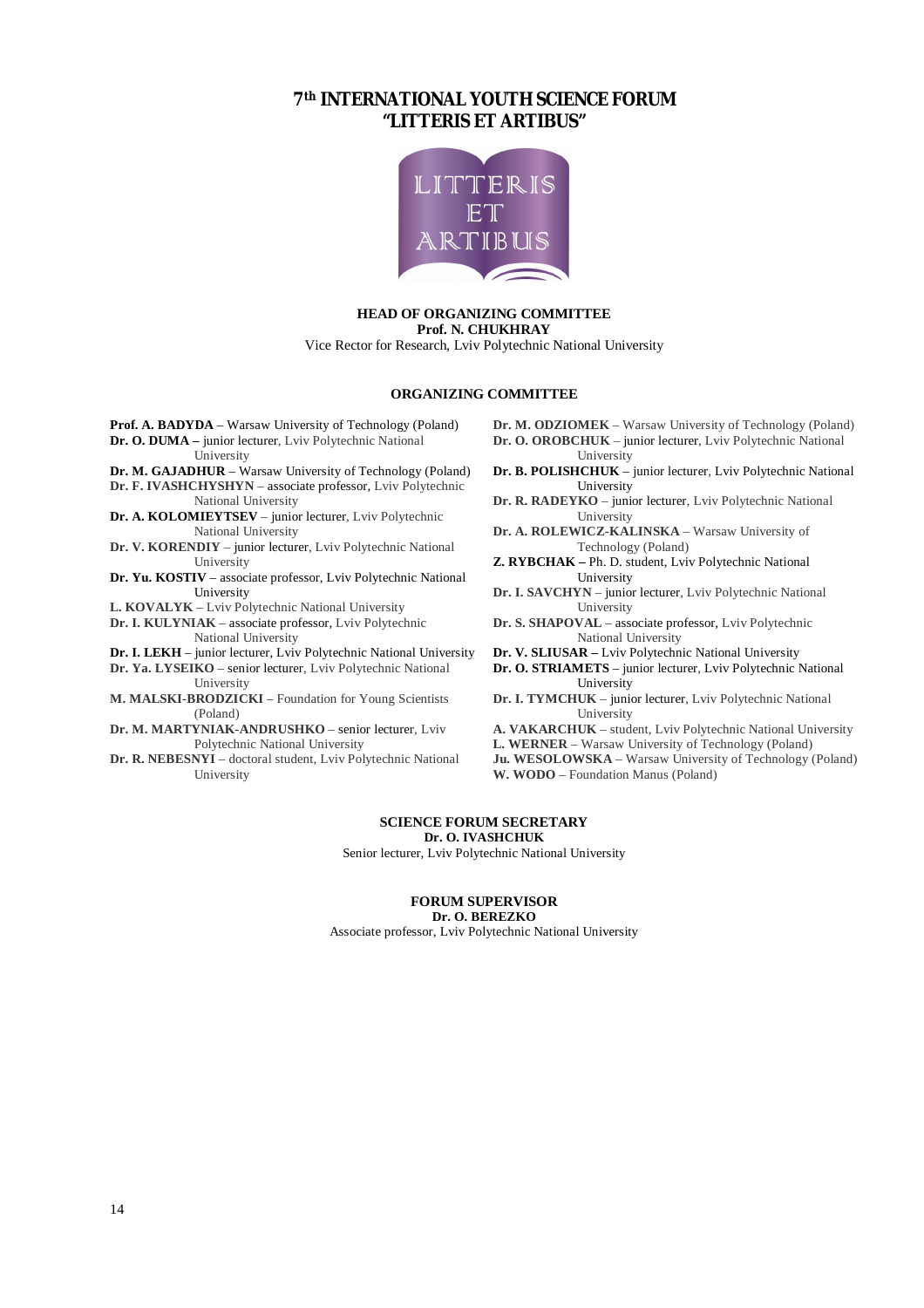# 7th INTERNATIONAL YOUTH SCIENCE FORUM "LITTERIS ET ARTIBUS"

**HEAD OF ORGANIZING COMMITTEE**
**Prof. N. CHUKHRAY**
Vice Rector for Research, Lviv Polytechnic National University

## ORGANIZING COMMITTEE

**Prof. A. BADYDA** – Warsaw University of Technology (Poland)
**Dr. O. DUMA –** junior lecturer, Lviv Polytechnic National University
**Dr. M. GAJADHUR** – Warsaw University of Technology (Poland)
**Dr. F. IVASHCHYSHYN** – associate professor, Lviv Polytechnic National University
**Dr. A. KOLOMIEYTSEV** – junior lecturer, Lviv Polytechnic National University
**Dr. V. KORENDIY** – junior lecturer, Lviv Polytechnic National University
**Dr. Yu. KOSTIV** – associate professor, Lviv Polytechnic National University
**L. KOVALYK** – Lviv Polytechnic National University
**Dr. I. KULYNIAK** – associate professor, Lviv Polytechnic National University
**Dr. I. LEKH** – junior lecturer, Lviv Polytechnic National University
**Dr. Ya. LYSEIKO** – senior lecturer, Lviv Polytechnic National University
**M. MALSKI-BRODZICKI** – Foundation for Young Scientists (Poland)
**Dr. M. MARTYNIAK-ANDRUSHKO** – senior lecturer, Lviv Polytechnic National University
**Dr. R. NEBESNYI** – doctoral student, Lviv Polytechnic National University
**Dr. M. ODZIOMEK** – Warsaw University of Technology (Poland)
**Dr. O. OROBCHUK** – junior lecturer, Lviv Polytechnic National University
**Dr. B. POLISHCHUK** – junior lecturer, Lviv Polytechnic National University
**Dr. R. RADEYKO** – junior lecturer, Lviv Polytechnic National University
**Dr. A. ROLEWICZ-KALINSKA** – Warsaw University of Technology (Poland)
**Z. RYBCHAK –** Ph. D. student, Lviv Polytechnic National University
**Dr. I. SAVCHYN** – junior lecturer, Lviv Polytechnic National University
**Dr. S. SHAPOVAL** – associate professor, Lviv Polytechnic National University
**Dr. V. SLIUSAR –** Lviv Polytechnic National University
**Dr. O. STRIAMETS** – junior lecturer, Lviv Polytechnic National University
**Dr. I. TYMCHUK** – junior lecturer, Lviv Polytechnic National University
**A. VAKARCHUK** – student, Lviv Polytechnic National University
**L. WERNER** – Warsaw University of Technology (Poland)
**Ju. WESOLOWSKA** – Warsaw University of Technology (Poland)
**W. WODO** – Foundation Manus (Poland)

**SCIENCE FORUM SECRETARY**
**Dr. O. IVASHCHUK**
Senior lecturer, Lviv Polytechnic National University

**FORUM SUPERVISOR**
**Dr. O. BEREZKO**
Associate professor, Lviv Polytechnic National University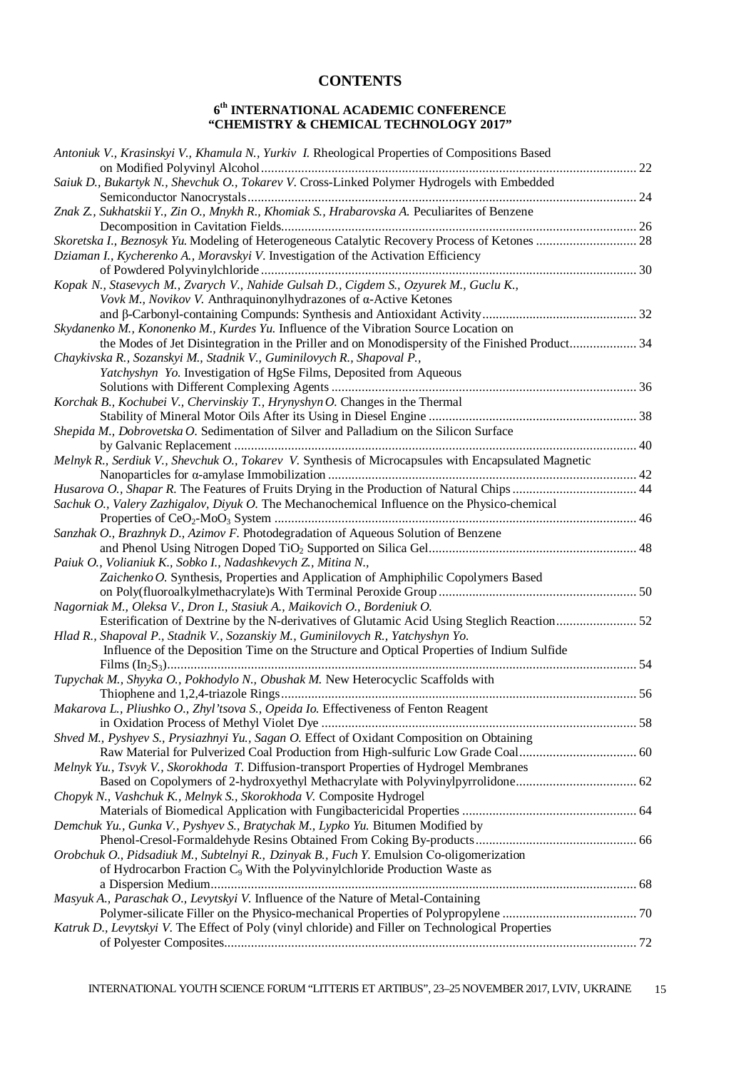## CONTENTS

### 6th INTERNATIONAL ACADEMIC CONFERENCE "CHEMISTRY & CHEMICAL TECHNOLOGY 2017"

*Antoniuk V., Krasinskyi V., Khamula N., Yurkiv I.* Rheological Properties of Compositions Based on Modified Polyvinyl Alcohol ........ 22

*Saiuk D., Bukartyk N., Shevchuk O., Tokarev V.* Cross-Linked Polymer Hydrogels with Embedded Semiconductor Nanocrystals ........ 24

*Znak Z., Sukhatskii Y., Zin O., Mnykh R., Khomiak S., Hrabarovska A.* Peculiarites of Benzene Decomposition in Cavitation Fields ........ 26

*Skoretska I., Beznosyk Yu.* Modeling of Heterogeneous Catalytic Recovery Process of Ketones ........ 28

*Dziaman I., Kycherenko A., Moravskyi V.* Investigation of the Activation Efficiency of Powdered Polyvinylchloride ........ 30

*Kopak N., Stasevych M., Zvarych V., Nahide Gulsah D., Cigdem S., Ozyurek M., Guclu K., Vovk M., Novikov V.* Anthraquinonylhydrazones of α-Active Ketones and β-Carbonyl-containing Compunds: Synthesis and Antioxidant Activity ........ 32

*Skydanenko M., Kononenko M., Kurdes Yu.* Influence of the Vibration Source Location on the Modes of Jet Disintegration in the Priller and on Monodispersity of the Finished Product ........ 34

*Chaykivska R., Sozanskyi M., Stadnik V., Guminilovych R., Shapoval P., Yatchyshyn Yo.* Investigation of HgSe Films, Deposited from Aqueous Solutions with Different Complexing Agents ........ 36

*Korchak B., Kochubei V., Chervinskiy T., Hrynyshyn O.* Changes in the Thermal Stability of Mineral Motor Oils After its Using in Diesel Engine ........ 38

*Shepida M., Dobrovetska O.* Sedimentation of Silver and Palladium on the Silicon Surface by Galvanic Replacement ........ 40

*Melnyk R., Serdiuk V., Shevchuk O., Tokarev V.* Synthesis of Microcapsules with Encapsulated Magnetic Nanoparticles for α-amylase Immobilization ........ 42

*Husarova O., Shapar R.* The Features of Fruits Drying in the Production of Natural Chips ........ 44

*Sachuk O., Valery Zazhigalov, Diyuk O.* The Mechanochemical Influence on the Physico-chemical Properties of $CeO_2$-$MoO_3$ System ........ 46

*Sanzhak O., Brazhnyk D., Azimov F.* Photodegradation of Aqueous Solution of Benzene and Phenol Using Nitrogen Doped $TiO_2$ Supported on Silica Gel ........ 48

*Paiuk O., Volianiuk K., Sobko I., Nadashkevych Z., Mitina N., Zaichenko O.* Synthesis, Properties and Application of Amphiphilic Copolymers Based on Poly(fluoroalkylmethacrylate)s With Terminal Peroxide Group ........ 50

*Nagorniak M., Oleksa V., Dron I., Stasiuk A., Maikovich O., Bordeniuk O.* Esterification of Dextrine by the N-derivatives of Glutamic Acid Using Steglich Reaction ........ 52

*Hlad R., Shapoval P., Stadnik V., Sozanskiy M., Guminilovych R., Yatchyshyn Yo.* Influence of the Deposition Time on the Structure and Optical Properties of Indium Sulfide Films ($In_2S_3$) ........ 54

*Tupychak M., Shyyka O., Pokhodylo N., Obushak M.* New Heterocyclic Scaffolds with Thiophene and 1,2,4-triazole Rings ........ 56

*Makarova L., Pliushko O., Zhyl'tsova S., Opeida Io.* Effectiveness of Fenton Reagent in Oxidation Process of Methyl Violet Dye ........ 58

*Shved M., Pyshyev S., Prysiazhnyi Yu., Sagan O.* Effect of Oxidant Composition on Obtaining Raw Material for Pulverized Coal Production from High-sulfuric Low Grade Coal ........ 60

*Melnyk Yu., Tsvyk V., Skorokhoda T.* Diffusion-transport Properties of Hydrogel Membranes Based on Copolymers of 2-hydroxyethyl Methacrylate with Polyvinylpyrrolidone ........ 62

*Chopyk N., Vashchuk K., Melnyk S., Skorokhoda V.* Composite Hydrogel Materials of Biomedical Application with Fungibactericidal Properties ........ 64

*Demchuk Yu., Gunka V., Pyshyev S., Bratychak M., Lypko Yu.* Bitumen Modified by Phenol-Cresol-Formaldehyde Resins Obtained From Coking By-products ........ 66

*Orobchuk O., Pidsadiuk M., Subtelnyi R., Dzinyak B., Fuch Y.* Emulsion Co-oligomerization of Hydrocarbon Fraction $C_9$ With the Polyvinylchloride Production Waste as a Dispersion Medium ........ 68

*Masyuk A., Paraschak O., Levytskyi V.* Influence of the Nature of Metal-Containing Polymer-silicate Filler on the Physico-mechanical Properties of Polypropylene ........ 70

*Katruk D., Levytskyi V.* The Effect of Poly (vinyl chloride) and Filler on Technological Properties of Polyester Composites ........ 72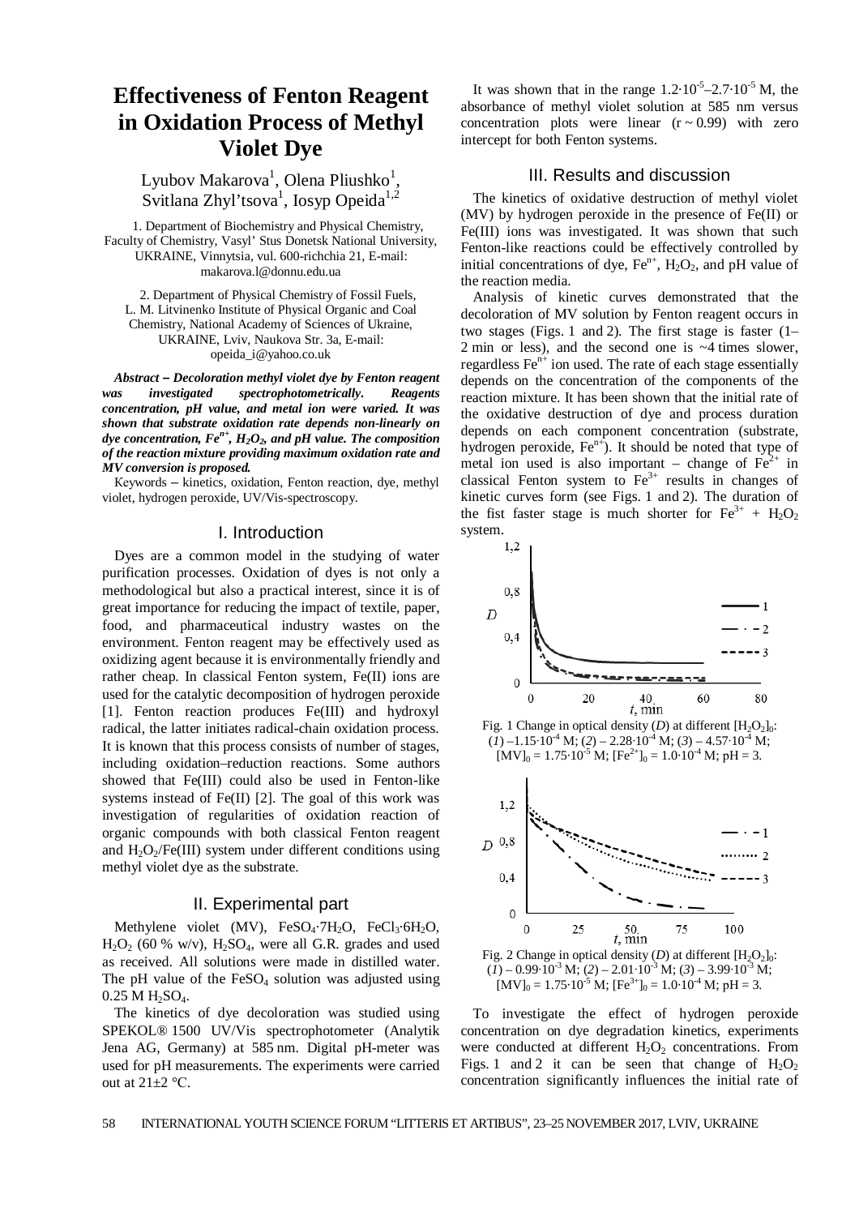# Effectiveness of Fenton Reagent in Oxidation Process of Methyl Violet Dye

Lyubov Makarova[1], Olena Pliushko[1], Svitlana Zhyl'tsova[1], Iosyp Opeida[1,2]

1. Department of Biochemistry and Physical Chemistry, Faculty of Chemistry, Vasyl' Stus Donetsk National University, UKRAINE, Vinnytsia, vul. 600-richchia 21, E-mail: makarova.l@donnu.edu.ua

2. Department of Physical Chemistry of Fossil Fuels, L. M. Litvinenko Institute of Physical Organic and Coal Chemistry, National Academy of Sciences of Ukraine, UKRAINE, Lviv, Naukova Str. 3a, E-mail: opeida_i@yahoo.co.uk

***Abstract* – *Decoloration methyl violet dye by Fenton reagent was investigated spectrophotometrically. Reagents concentration, pH value, and metal ion were varied. It was shown that substrate oxidation rate depends non-linearly on dye concentration, $Fe^{n+}$, $H_2O_2$, and pH value. The composition of the reaction mixture providing maximum oxidation rate and MV conversion is proposed.***

Keywords – kinetics, oxidation, Fenton reaction, dye, methyl violet, hydrogen peroxide, UV/Vis-spectroscopy.

## I. Introduction

Dyes are a common model in the studying of water purification processes. Oxidation of dyes is not only a methodological but also a practical interest, since it is of great importance for reducing the impact of textile, paper, food, and pharmaceutical industry wastes on the environment. Fenton reagent may be effectively used as oxidizing agent because it is environmentally friendly and rather cheap. In classical Fenton system, Fe(II) ions are used for the catalytic decomposition of hydrogen peroxide [1]. Fenton reaction produces Fe(III) and hydroxyl radical, the latter initiates radical-chain oxidation process. It is known that this process consists of number of stages, including oxidation–reduction reactions. Some authors showed that Fe(III) could also be used in Fenton-like systems instead of Fe(II) [2]. The goal of this work was investigation of regularities of oxidation reaction of organic compounds with both classical Fenton reagent and $H_2O_2$/Fe(III) system under different conditions using methyl violet dye as the substrate.

## II. Experimental part

Methylene violet (MV), $FeSO_4{\cdot}7H_2O$, $FeCl_3{\cdot}6H_2O$, $H_2O_2$ (60 % w/v), $H_2SO_4$, were all G.R. grades and used as received. All solutions were made in distilled water. The pH value of the $FeSO_4$ solution was adjusted using 0.25 M $H_2SO_4$.

The kinetics of dye decoloration was studied using SPEKOL® 1500 UV/Vis spectrophotometer (Analytik Jena AG, Germany) at 585 nm. Digital pH-meter was used for pH measurements. The experiments were carried out at 21±2 °C.

It was shown that in the range $1.2{\cdot}10^{-5}$–$2.7{\cdot}10^{-5}$ M, the absorbance of methyl violet solution at 585 nm versus concentration plots were linear ($r \sim 0.99$) with zero intercept for both Fenton systems.

## III. Results and discussion

The kinetics of oxidative destruction of methyl violet (MV) by hydrogen peroxide in the presence of Fe(II) or Fe(III) ions was investigated. It was shown that such Fenton-like reactions could be effectively controlled by initial concentrations of dye, $Fe^{n+}$, $H_2O_2$, and pH value of the reaction media.

Analysis of kinetic curves demonstrated that the decoloration of MV solution by Fenton reagent occurs in two stages (Figs. 1 and 2). The first stage is faster (1–2 min or less), and the second one is ~4 times slower, regardless $Fe^{n+}$ ion used. The rate of each stage essentially depends on the concentration of the components of the reaction mixture. It has been shown that the initial rate of the oxidative destruction of dye and process duration depends on each component concentration (substrate, hydrogen peroxide, $Fe^{n+}$). It should be noted that type of metal ion used is also important – change of $Fe^{2+}$ in classical Fenton system to $Fe^{3+}$ results in changes of kinetic curves form (see Figs. 1 and 2). The duration of the fist faster stage is much shorter for $Fe^{3+}$ + $H_2O_2$ system.

Fig. 1 Change in optical density (*D*) at different $[H_2O_2]_0$: (*1*) – $1.15{\cdot}10^{-4}$ M; (*2*) – $2.28{\cdot}10^{-4}$ M; (*3*) – $4.57{\cdot}10^{-4}$ M; $[MV]_0 = 1.75{\cdot}10^{-5}$ M; $[Fe^{2+}]_0 = 1.0{\cdot}10^{-4}$ M; pH = 3.

Fig. 2 Change in optical density (*D*) at different $[H_2O_2]_0$: (*1*) – $0.99{\cdot}10^{-3}$ M; (*2*) – $2.01{\cdot}10^{-3}$ M; (*3*) – $3.99{\cdot}10^{-3}$ M; $[MV]_0 = 1.75{\cdot}10^{-5}$ M; $[Fe^{3+}]_0 = 1.0{\cdot}10^{-4}$ M; pH = 3.

To investigate the effect of hydrogen peroxide concentration on dye degradation kinetics, experiments were conducted at different $H_2O_2$ concentrations. From Figs. 1 and 2 it can be seen that change of $H_2O_2$ concentration significantly influences the initial rate of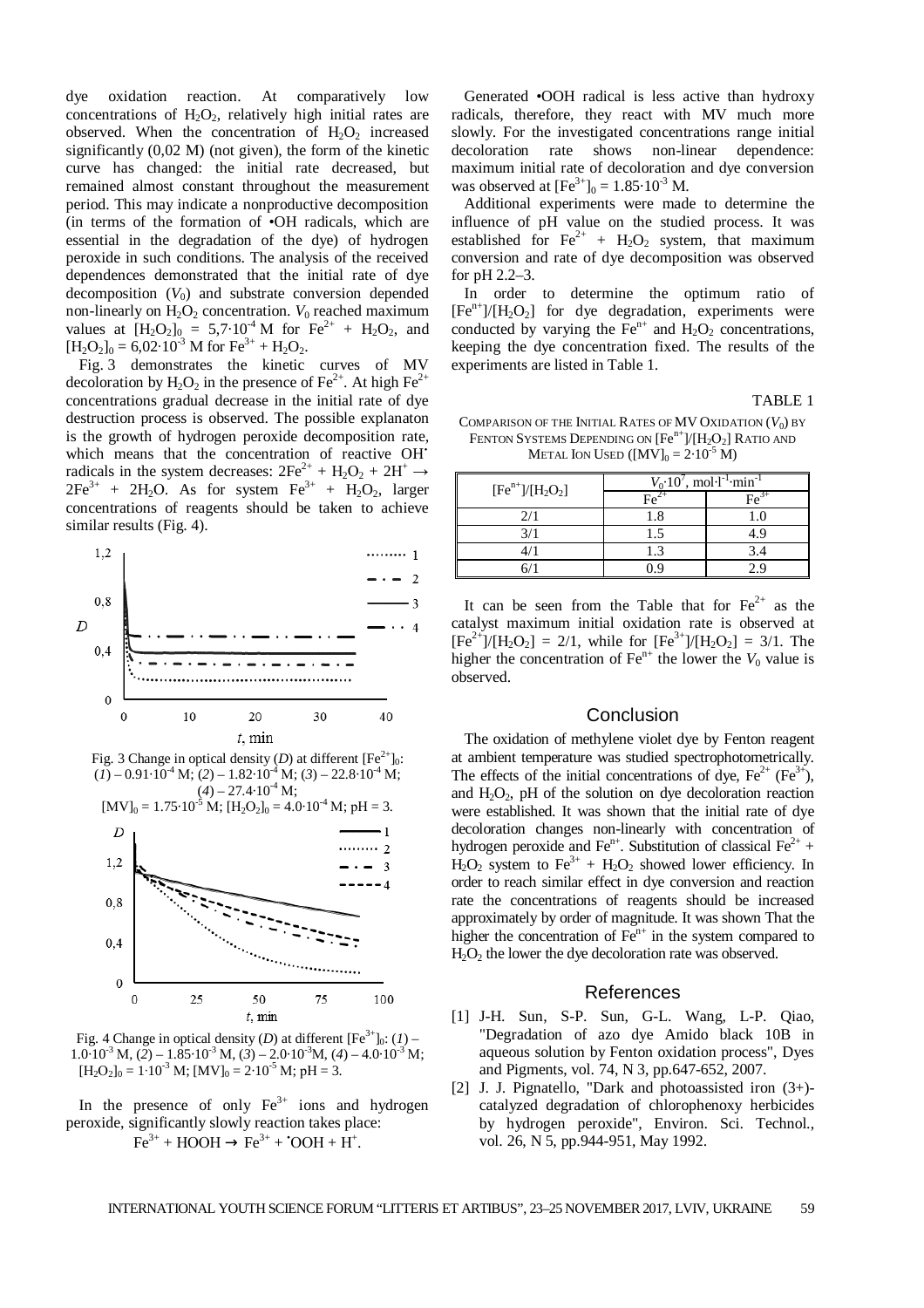dye oxidation reaction. At comparatively low concentrations of $H_2O_2$, relatively high initial rates are observed. When the concentration of $H_2O_2$ increased significantly (0,02 M) (not given), the form of the kinetic curve has changed: the initial rate decreased, but remained almost constant throughout the measurement period. This may indicate a nonproductive decomposition (in terms of the formation of •OH radicals, which are essential in the degradation of the dye) of hydrogen peroxide in such conditions. The analysis of the received dependences demonstrated that the initial rate of dye decomposition ($V_0$) and substrate conversion depended non-linearly on $H_2O_2$ concentration. $V_0$ reached maximum values at $[H_2O_2]_0 = 5{,}7\cdot10^{-4}$ M for $Fe^{2+} + H_2O_2$, and $[H_2O_2]_0 = 6{,}02\cdot10^{-3}$ M for $Fe^{3+} + H_2O_2$.

Fig. 3 demonstrates the kinetic curves of MV decoloration by $H_2O_2$ in the presence of $Fe^{2+}$. At high $Fe^{2+}$ concentrations gradual decrease in the initial rate of dye destruction process is observed. The possible explanaton is the growth of hydrogen peroxide decomposition rate, which means that the concentration of reactive $OH^{\bullet}$ radicals in the system decreases: $2Fe^{2+} + H_2O_2 + 2H^+ \rightarrow 2Fe^{3+} + 2H_2O$. As for system $Fe^{3+} + H_2O_2$, larger concentrations of reagents should be taken to achieve similar results (Fig. 4).

Fig. 3 Change in optical density ($D$) at different $[Fe^{2+}]_0$: (*1*) – $0.91\cdot10^{-4}$ M; (*2*) – $1.82\cdot10^{-4}$ M; (*3*) – $22.8\cdot10^{-4}$ M; (*4*) – $27.4\cdot10^{-4}$ M; $[MV]_0 = 1.75\cdot10^{-5}$ M; $[H_2O_2]_0 = 4.0\cdot10^{-4}$ M; pH = 3.

Fig. 4 Change in optical density ($D$) at different $[Fe^{3+}]_0$: (*1*) – $1.0\cdot10^{-3}$ M, (*2*) – $1.85\cdot10^{-3}$ M, (*3*) – $2.0\cdot10^{-3}$M, (*4*) – $4.0\cdot10^{-3}$ M; $[H_2O_2]_0 = 1\cdot10^{-3}$ M; $[MV]_0 = 2\cdot10^{-5}$ M; pH = 3.

In the presence of only $Fe^{3+}$ ions and hydrogen peroxide, significantly slowly reaction takes place:

$$Fe^{3+} + HOOH \rightarrow Fe^{3+} + {}^{\bullet}OOH + H^+.$$

Generated •OOH radical is less active than hydroxy radicals, therefore, they react with MV much more slowly. For the investigated concentrations range initial decoloration rate shows non-linear dependence: maximum initial rate of decoloration and dye conversion was observed at $[Fe^{3+}]_0 = 1.85\cdot10^{-3}$ M.

Additional experiments were made to determine the influence of pH value on the studied process. It was established for $Fe^{2+} + H_2O_2$ system, that maximum conversion and rate of dye decomposition was observed for pH 2.2–3.

In order to determine the optimum ratio of $[Fe^{n+}]/[H_2O_2]$ for dye degradation, experiments were conducted by varying the $Fe^{n+}$ and $H_2O_2$ concentrations, keeping the dye concentration fixed. The results of the experiments are listed in Table 1.

TABLE 1

COMPARISON OF THE INITIAL RATES OF MV OXIDATION ($V_0$) BY FENTON SYSTEMS DEPENDING ON $[Fe^{n+}]/[H_2O_2]$ RATIO AND METAL ION USED ($[MV]_0 = 2\cdot10^{-5}$ M)

| $[Fe^{n+}]/[H_2O_2]$ | $V_0\cdot10^7$, mol·l$^{-1}$·min$^{-1}$ | |
|---|---|---|
| | $Fe^{2+}$ | $Fe^{3+}$ |
| 2/1 | 1.8 | 1.0 |
| 3/1 | 1.5 | 4.9 |
| 4/1 | 1.3 | 3.4 |
| 6/1 | 0.9 | 2.9 |

It can be seen from the Table that for $Fe^{2+}$ as the catalyst maximum initial oxidation rate is observed at $[Fe^{2+}]/[H_2O_2] = 2/1$, while for $[Fe^{3+}]/[H_2O_2] = 3/1$. The higher the concentration of $Fe^{n+}$ the lower the $V_0$ value is observed.

## Conclusion

The oxidation of methylene violet dye by Fenton reagent at ambient temperature was studied spectrophotometrically. The effects of the initial concentrations of dye, $Fe^{2+}$ ($Fe^{3+}$), and $H_2O_2$, pH of the solution on dye decoloration reaction were established. It was shown that the initial rate of dye decoloration changes non-linearly with concentration of hydrogen peroxide and $Fe^{n+}$. Substitution of classical $Fe^{2+} + H_2O_2$ system to $Fe^{3+} + H_2O_2$ showed lower efficiency. In order to reach similar effect in dye conversion and reaction rate the concentrations of reagents should be increased approximately by order of magnitude. It was shown That the higher the concentration of $Fe^{n+}$ in the system compared to $H_2O_2$ the lower the dye decoloration rate was observed.

## References

[1] J-H. Sun, S-P. Sun, G-L. Wang, L-P. Qiao, "Degradation of azo dye Amido black 10B in aqueous solution by Fenton oxidation process", Dyes and Pigments, vol. 74, N 3, pp.647-652, 2007.

[2] J. J. Pignatello, "Dark and photoassisted iron (3+)-catalyzed degradation of chlorophenoxy herbicides by hydrogen peroxide", Environ. Sci. Technol., vol. 26, N 5, pp.944-951, May 1992.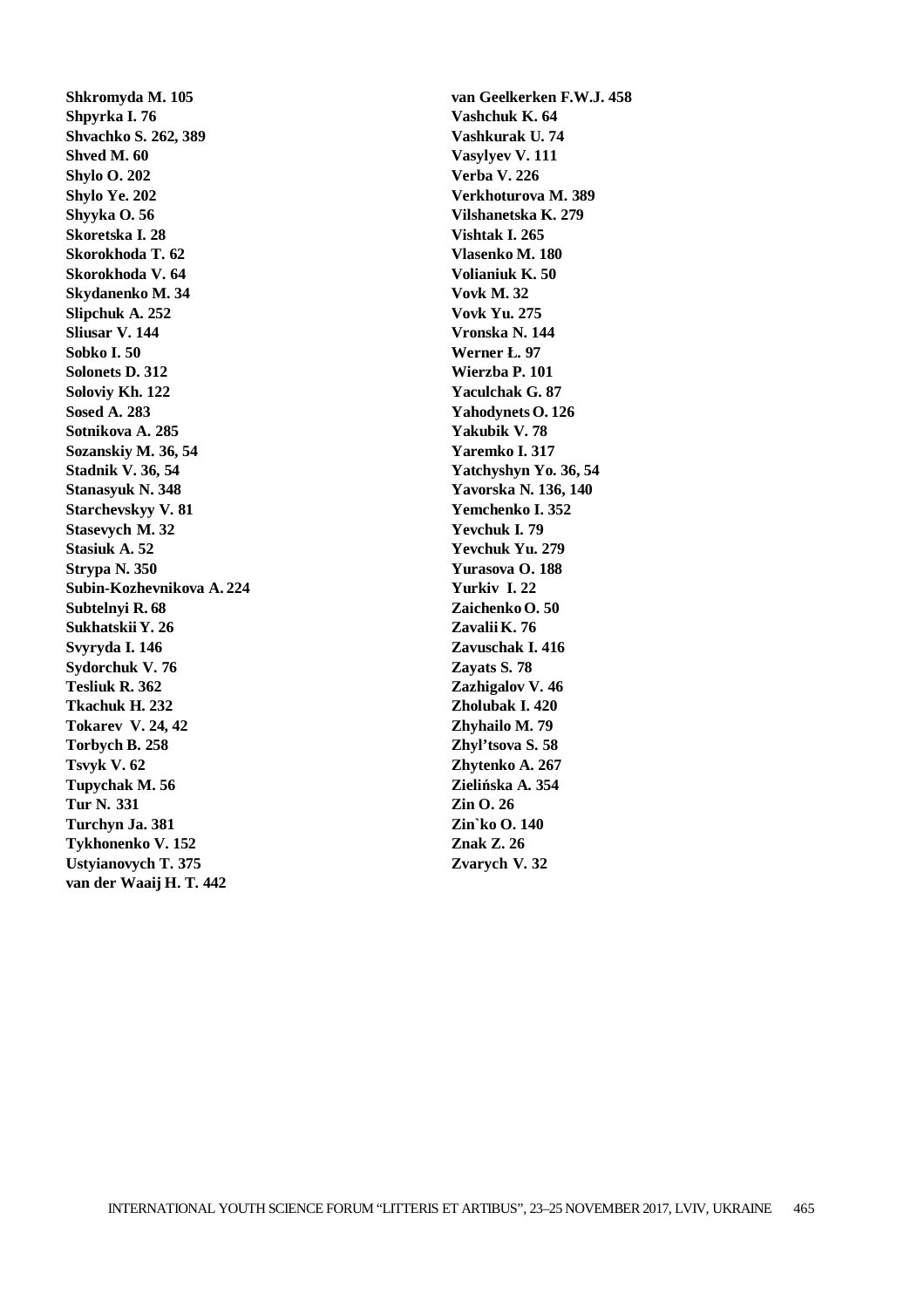**Shkromyda M. 105**
**Shpyrka I. 76**
**Shvachko S. 262, 389**
**Shved M. 60**
**Shylo O. 202**
**Shylo Ye. 202**
**Shyyka O. 56**
**Skoretska I. 28**
**Skorokhoda T. 62**
**Skorokhoda V. 64**
**Skydanenko M. 34**
**Slipchuk A. 252**
**Sliusar V. 144**
**Sobko I. 50**
**Solonets D. 312**
**Soloviy Kh. 122**
**Sosed A. 283**
**Sotnikova A. 285**
**Sozanskiy M. 36, 54**
**Stadnik V. 36, 54**
**Stanasyuk N. 348**
**Starchevskyy V. 81**
**Stasevych M. 32**
**Stasiuk A. 52**
**Strypa N. 350**
**Subin-Kozhevnikova A. 224**
**Subtelnyi R. 68**
**Sukhatskii Y. 26**
**Svyryda I. 146**
**Sydorchuk V. 76**
**Tesliuk R. 362**
**Tkachuk H. 232**
**Tokarev V. 24, 42**
**Torbych B. 258**
**Tsvyk V. 62**
**Tupychak M. 56**
**Tur N. 331**
**Turchyn Ja. 381**
**Tykhonenko V. 152**
**Ustyianovych T. 375**
**van der Waaij H. T. 442**
**van Geelkerken F.W.J. 458**
**Vashchuk K. 64**
**Vashkurak U. 74**
**Vasylyev V. 111**
**Verba V. 226**
**Verkhoturova M. 389**
**Vilshanetska K. 279**
**Vishtak I. 265**
**Vlasenko M. 180**
**Volianiuk K. 50**
**Vovk M. 32**
**Vovk Yu. 275**
**Vronska N. 144**
**Werner Ł. 97**
**Wierzba P. 101**
**Yaculchak G. 87**
**Yahodynets O. 126**
**Yakubik V. 78**
**Yaremko I. 317**
**Yatchyshyn Yo. 36, 54**
**Yavorska N. 136, 140**
**Yemchenko I. 352**
**Yevchuk I. 79**
**Yevchuk Yu. 279**
**Yurasova O. 188**
**Yurkiv I. 22**
**Zaichenko O. 50**
**Zavalii K. 76**
**Zavuschak I. 416**
**Zayats S. 78**
**Zazhigalov V. 46**
**Zholubak I. 420**
**Zhyhailo M. 79**
**Zhyl'tsova S. 58**
**Zhytenko A. 267**
**Zielińska A. 354**
**Zin O. 26**
**Zin`ko O. 140**
**Znak Z. 26**
**Zvarych V. 32**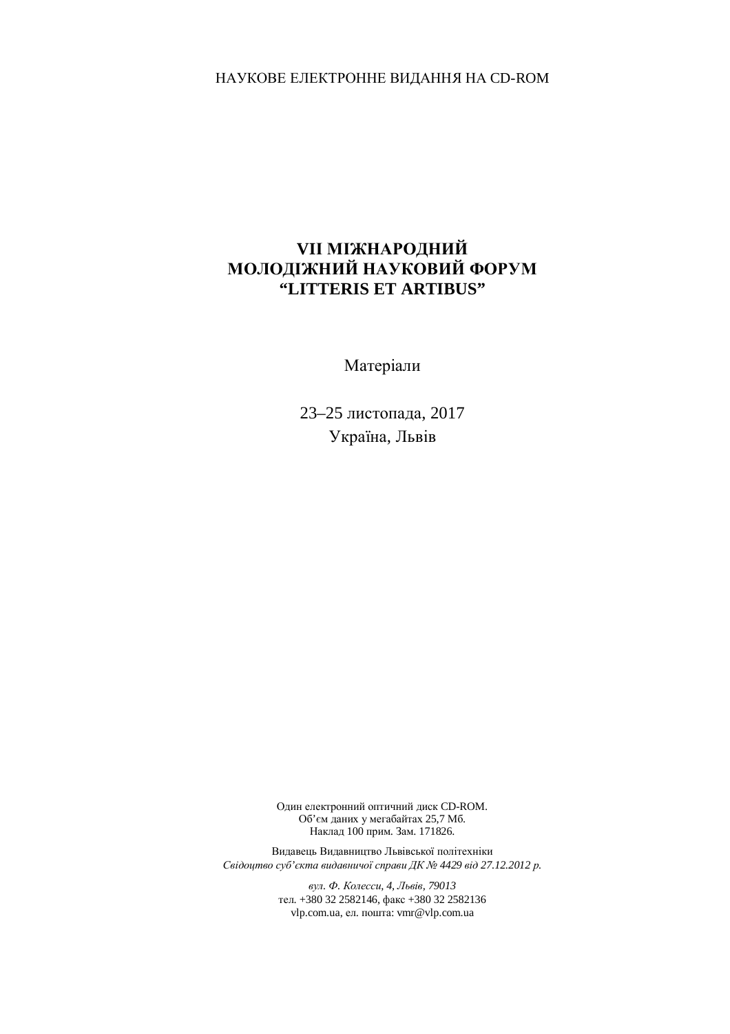НАУКОВЕ ЕЛЕКТРОННЕ ВИДАННЯ НА CD-ROM

# VII МІЖНАРОДНИЙ МОЛОДІЖНИЙ НАУКОВИЙ ФОРУМ “LITTERIS ET ARTIBUS”

Матеріали

23–25 листопада, 2017
Україна, Львів

Один електронний оптичний диск CD-ROM.
Об’єм даних у мегабайтах 25,7 Мб.
Наклад 100 прим. Зам. 171826.

Видавець Видавництво Львівської політехніки
*Свідоцтво суб’єкта видавничої справи ДК № 4429 від 27.12.2012 р.*

*вул. Ф. Колесси, 4, Львів, 79013*
тел. +380 32 2582146, факс +380 32 2582136
vlp.com.ua, ел. пошта: vmr@vlp.com.ua